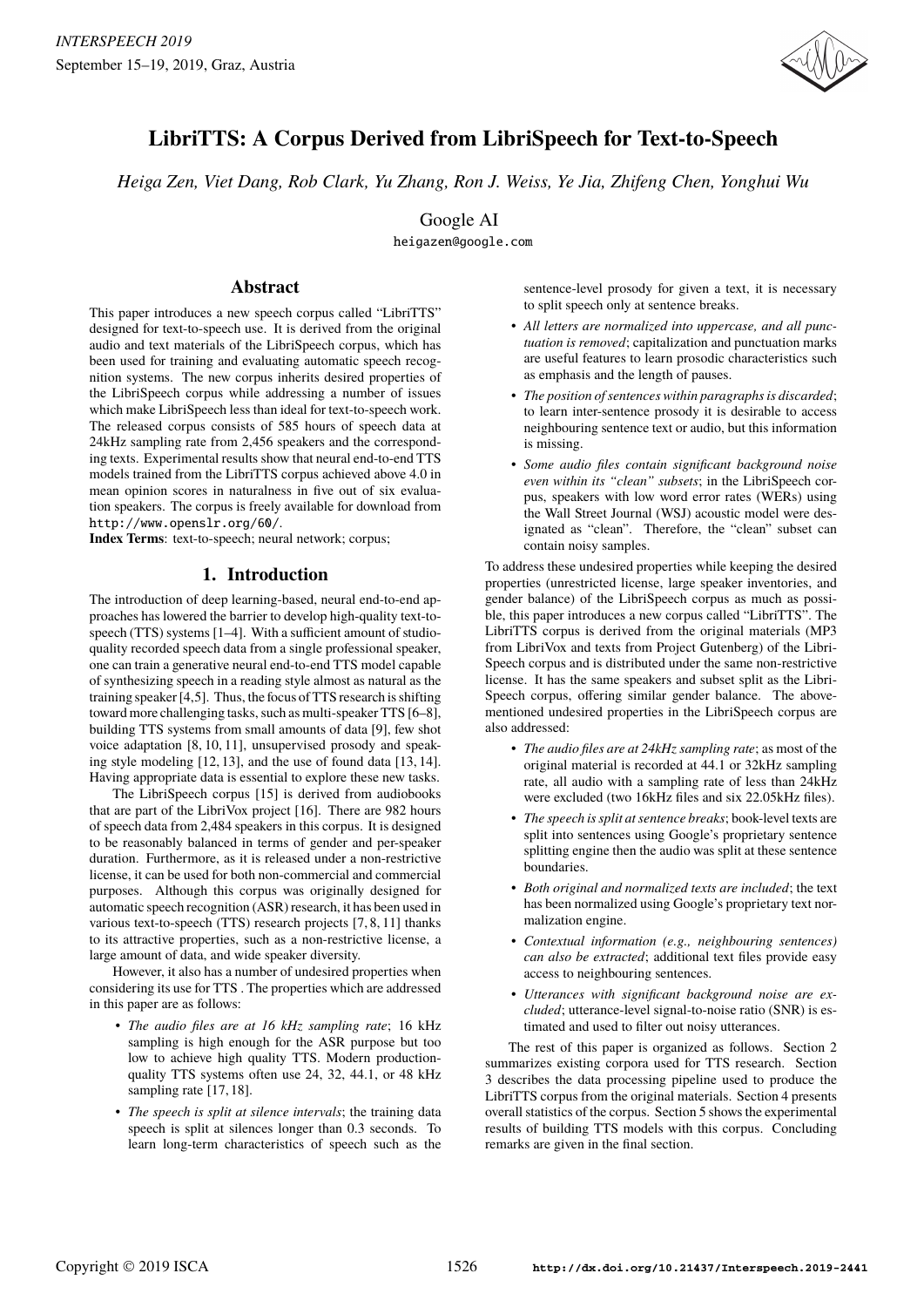# LibriTTS: A Corpus Derived from LibriSpeech for Text-to-Speech

*Heiga Zen, Viet Dang, Rob Clark, Yu Zhang, Ron J. Weiss, Ye Jia, Zhifeng Chen, Yonghui Wu*

Google AI

heigazen@google.com

## Abstract

This paper introduces a new speech corpus called "LibriTTS" designed for text-to-speech use. It is derived from the original audio and text materials of the LibriSpeech corpus, which has been used for training and evaluating automatic speech recognition systems. The new corpus inherits desired properties of the LibriSpeech corpus while addressing a number of issues which make LibriSpeech less than ideal for text-to-speech work. The released corpus consists of 585 hours of speech data at 24kHz sampling rate from 2,456 speakers and the corresponding texts. Experimental results show that neural end-to-end TTS models trained from the LibriTTS corpus achieved above 4.0 in mean opinion scores in naturalness in five out of six evaluation speakers. The corpus is freely available for download from http://www.openslr.org/60/.

**Index Terms**: text-to-speech; neural network; corpus;

## 1. Introduction

The introduction of deep learning-based, neural end-to-end approaches has lowered the barrier to develop high-quality text-to-speech (TTS) systems [1–4]. With a sufficient amount of studio-quality recorded speech data from a single professional speaker, one can train a generative neural end-to-end TTS model capable of synthesizing speech in a reading style almost as natural as the training speaker [4,5]. Thus, the focus of TTS research is shifting toward more challenging tasks, such as multi-speaker TTS [6–8], building TTS systems from small amounts of data [9], few shot voice adaptation [8, 10, 11], unsupervised prosody and speaking style modeling [12, 13], and the use of found data [13, 14]. Having appropriate data is essential to explore these new tasks.

The LibriSpeech corpus [15] is derived from audiobooks that are part of the LibriVox project [16]. There are 982 hours of speech data from 2,484 speakers in this corpus. It is designed to be reasonably balanced in terms of gender and per-speaker duration. Furthermore, as it is released under a non-restrictive license, it can be used for both non-commercial and commercial purposes. Although this corpus was originally designed for automatic speech recognition (ASR) research, it has been used in various text-to-speech (TTS) research projects [7, 8, 11] thanks to its attractive properties, such as a non-restrictive license, a large amount of data, and wide speaker diversity.

However, it also has a number of undesired properties when considering its use for TTS . The properties which are addressed in this paper are as follows:

- *The audio files are at 16 kHz sampling rate*; 16 kHz sampling is high enough for the ASR purpose but too low to achieve high quality TTS. Modern production-quality TTS systems often use 24, 32, 44.1, or 48 kHz sampling rate [17, 18].
- *The speech is split at silence intervals*; the training data speech is split at silences longer than 0.3 seconds. To learn long-term characteristics of speech such as the sentence-level prosody for given a text, it is necessary to split speech only at sentence breaks.
- *All letters are normalized into uppercase, and all punctuation is removed*; capitalization and punctuation marks are useful features to learn prosodic characteristics such as emphasis and the length of pauses.
- *The position of sentences within paragraphs is discarded*; to learn inter-sentence prosody it is desirable to access neighbouring sentence text or audio, but this information is missing.
- *Some audio files contain significant background noise even within its "clean" subsets*; in the LibriSpeech corpus, speakers with low word error rates (WERs) using the Wall Street Journal (WSJ) acoustic model were designated as "clean". Therefore, the "clean" subset can contain noisy samples.

To address these undesired properties while keeping the desired properties (unrestricted license, large speaker inventories, and gender balance) of the LibriSpeech corpus as much as possible, this paper introduces a new corpus called "LibriTTS". The LibriTTS corpus is derived from the original materials (MP3 from LibriVox and texts from Project Gutenberg) of the LibriSpeech corpus and is distributed under the same non-restrictive license. It has the same speakers and subset split as the LibriSpeech corpus, offering similar gender balance. The above-mentioned undesired properties in the LibriSpeech corpus are also addressed:

- *The audio files are at 24kHz sampling rate*; as most of the original material is recorded at 44.1 or 32kHz sampling rate, all audio with a sampling rate of less than 24kHz were excluded (two 16kHz files and six 22.05kHz files).
- *The speech is split at sentence breaks*; book-level texts are split into sentences using Google's proprietary sentence splitting engine then the audio was split at these sentence boundaries.
- *Both original and normalized texts are included*; the text has been normalized using Google's proprietary text normalization engine.
- *Contextual information (e.g., neighbouring sentences) can also be extracted*; additional text files provide easy access to neighbouring sentences.
- *Utterances with significant background noise are excluded*; utterance-level signal-to-noise ratio (SNR) is estimated and used to filter out noisy utterances.

The rest of this paper is organized as follows. Section 2 summarizes existing corpora used for TTS research. Section 3 describes the data processing pipeline used to produce the LibriTTS corpus from the original materials. Section 4 presents overall statistics of the corpus. Section 5 shows the experimental results of building TTS models with this corpus. Concluding remarks are given in the final section.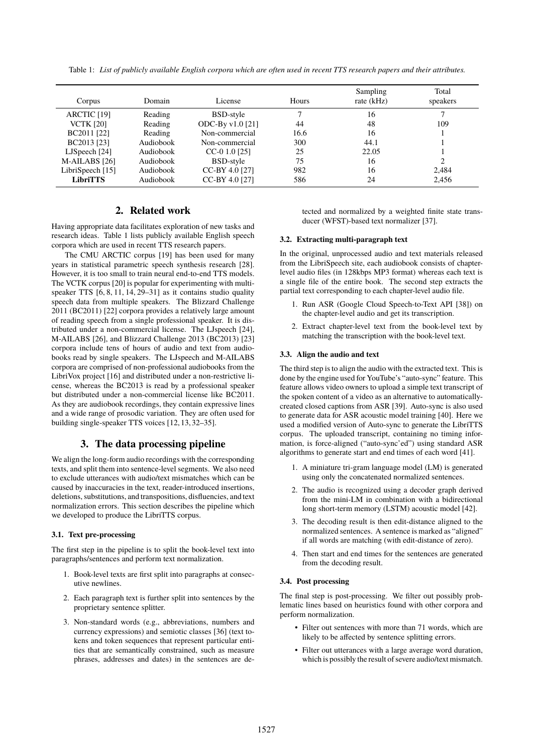Table 1: *List of publicly available English corpora which are often used in recent TTS research papers and their attributes.*

| Corpus | Domain | License | Hours | Sampling rate (kHz) | Total speakers |
|---|---|---|---|---|---|
| ARCTIC [19] | Reading | BSD-style | 7 | 16 | 7 |
| VCTK [20] | Reading | ODC-By v1.0 [21] | 44 | 48 | 109 |
| BC2011 [22] | Reading | Non-commercial | 16.6 | 16 | 1 |
| BC2013 [23] | Audiobook | Non-commercial | 300 | 44.1 | 1 |
| LJSpeech [24] | Audiobook | CC-0 1.0 [25] | 25 | 22.05 | 1 |
| M-AILABS [26] | Audiobook | BSD-style | 75 | 16 | 2 |
| LibriSpeech [15] | Audiobook | CC-BY 4.0 [27] | 982 | 16 | 2,484 |
| **LibriTTS** | Audiobook | CC-BY 4.0 [27] | 586 | 24 | 2,456 |

## 2. Related work

Having appropriate data facilitates exploration of new tasks and research ideas. Table 1 lists publicly available English speech corpora which are used in recent TTS research papers.

The CMU ARCTIC corpus [19] has been used for many years in statistical parametric speech synthesis research [28]. However, it is too small to train neural end-to-end TTS models. The VCTK corpus [20] is popular for experimenting with multi-speaker TTS [6, 8, 11, 14, 29–31] as it contains studio quality speech data from multiple speakers. The Blizzard Challenge 2011 (BC2011) [22] corpora provides a relatively large amount of reading speech from a single professional speaker. It is distributed under a non-commercial license. The LJspeech [24], M-AILABS [26], and Blizzard Challenge 2013 (BC2013) [23] corpora include tens of hours of audio and text from audiobooks read by single speakers. The LJspeech and M-AILABS corpora are comprised of non-professional audiobooks from the LibriVox project [16] and distributed under a non-restrictive license, whereas the BC2013 is read by a professional speaker but distributed under a non-commercial license like BC2011. As they are audiobook recordings, they contain expressive lines and a wide range of prosodic variation. They are often used for building single-speaker TTS voices [12, 13, 32–35].

## 3. The data processing pipeline

We align the long-form audio recordings with the corresponding texts, and split them into sentence-level segments. We also need to exclude utterances with audio/text mismatches which can be caused by inaccuracies in the text, reader-introduced insertions, deletions, substitutions, and transpositions, disfluencies, and text normalization errors. This section describes the pipeline which we developed to produce the LibriTTS corpus.

### 3.1. Text pre-processing

The first step in the pipeline is to split the book-level text into paragraphs/sentences and perform text normalization.

1. Book-level texts are first split into paragraphs at consecutive newlines.
2. Each paragraph text is further split into sentences by the proprietary sentence splitter.
3. Non-standard words (e.g., abbreviations, numbers and currency expressions) and semiotic classes [36] (text tokens and token sequences that represent particular entities that are semantically constrained, such as measure phrases, addresses and dates) in the sentences are detected and normalized by a weighted finite state transducer (WFST)-based text normalizer [37].

### 3.2. Extracting multi-paragraph text

In the original, unprocessed audio and text materials released from the LibriSpeech site, each audiobook consists of chapter-level audio files (in 128kbps MP3 format) whereas each text is a single file of the entire book. The second step extracts the partial text corresponding to each chapter-level audio file.

1. Run ASR (Google Cloud Speech-to-Text API [38]) on the chapter-level audio and get its transcription.
2. Extract chapter-level text from the book-level text by matching the transcription with the book-level text.

### 3.3. Align the audio and text

The third step is to align the audio with the extracted text. This is done by the engine used for YouTube's "auto-sync" feature. This feature allows video owners to upload a simple text transcript of the spoken content of a video as an alternative to automatically-created closed captions from ASR [39]. Auto-sync is also used to generate data for ASR acoustic model training [40]. Here we used a modified version of Auto-sync to generate the LibriTTS corpus. The uploaded transcript, containing no timing information, is force-aligned ("auto-sync'ed") using standard ASR algorithms to generate start and end times of each word [41].

1. A miniature tri-gram language model (LM) is generated using only the concatenated normalized sentences.
2. The audio is recognized using a decoder graph derived from the mini-LM in combination with a bidirectional long short-term memory (LSTM) acoustic model [42].
3. The decoding result is then edit-distance aligned to the normalized sentences. A sentence is marked as "aligned" if all words are matching (with edit-distance of zero).
4. Then start and end times for the sentences are generated from the decoding result.

### 3.4. Post processing

The final step is post-processing. We filter out possibly problematic lines based on heuristics found with other corpora and perform normalization.

- Filter out sentences with more than 71 words, which are likely to be affected by sentence splitting errors.
- Filter out utterances with a large average word duration, which is possibly the result of severe audio/text mismatch.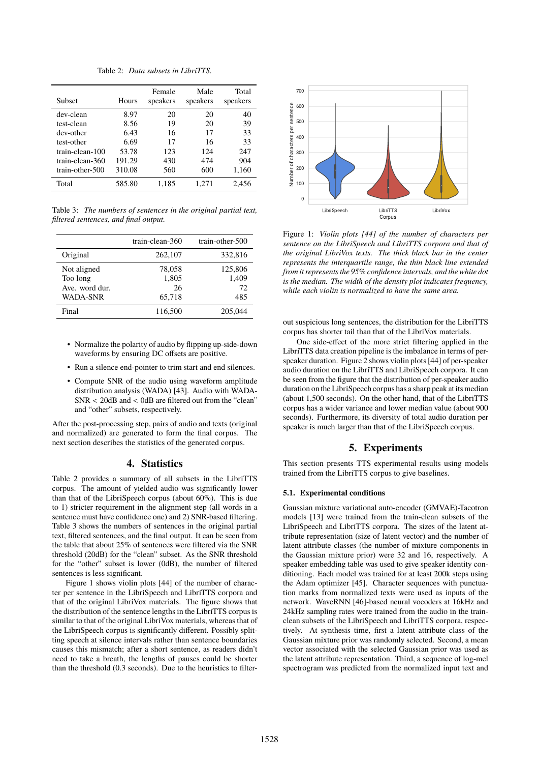Table 2: *Data subsets in LibriTTS.*

| Subset | Hours | Female speakers | Male speakers | Total speakers |
|---|---|---|---|---|
| dev-clean | 8.97 | 20 | 20 | 40 |
| test-clean | 8.56 | 19 | 20 | 39 |
| dev-other | 6.43 | 16 | 17 | 33 |
| test-other | 6.69 | 17 | 16 | 33 |
| train-clean-100 | 53.78 | 123 | 124 | 247 |
| train-clean-360 | 191.29 | 430 | 474 | 904 |
| train-other-500 | 310.08 | 560 | 600 | 1,160 |
| Total | 585.80 | 1,185 | 1,271 | 2,456 |

Table 3: *The numbers of sentences in the original partial text, filtered sentences, and final output.*

| | train-clean-360 | train-other-500 |
|---|---|---|
| Original | 262,107 | 332,816 |
| Not aligned | 78,058 | 125,806 |
| Too long | 1,805 | 1,409 |
| Ave. word dur. | 26 | 72 |
| WADA-SNR | 65,718 | 485 |
| Final | 116,500 | 205,044 |

- Normalize the polarity of audio by flipping up-side-down waveforms by ensuring DC offsets are positive.
- Run a silence end-pointer to trim start and end silences.
- Compute SNR of the audio using waveform amplitude distribution analysis (WADA) [43]. Audio with WADA-SNR < 20dB and < 0dB are filtered out from the "clean" and "other" subsets, respectively.

After the post-processing step, pairs of audio and texts (original and normalized) are generated to form the final corpus. The next section describes the statistics of the generated corpus.

## 4. Statistics

Table 2 provides a summary of all subsets in the LibriTTS corpus. The amount of yielded audio was significantly lower than that of the LibriSpeech corpus (about 60%). This is due to 1) stricter requirement in the alignment step (all words in a sentence must have confidence one) and 2) SNR-based filtering. Table 3 shows the numbers of sentences in the original partial text, filtered sentences, and the final output. It can be seen from the table that about 25% of sentences were filtered via the SNR threshold (20dB) for the "clean" subset. As the SNR threshold for the "other" subset is lower (0dB), the number of filtered sentences is less significant.

Figure 1 shows violin plots [44] of the number of character per sentence in the LibriSpeech and LibriTTS corpora and that of the original LibriVox materials. The figure shows that the distribution of the sentence lengths in the LibriTTS corpus is similar to that of the original LibriVox materials, whereas that of the LibriSpeech corpus is significantly different. Possibly splitting speech at silence intervals rather than sentence boundaries causes this mismatch; after a short sentence, as readers didn't need to take a breath, the lengths of pauses could be shorter than the threshold (0.3 seconds). Due to the heuristics to filter-out suspicious long sentences, the distribution for the LibriTTS corpus has shorter tail than that of the LibriVox materials.

Figure 1: *Violin plots [44] of the number of characters per sentence on the LibriSpeech and LibriTTS corpora and that of the original LibriVox texts. The thick black bar in the center represents the interquartile range, the thin black line extended from it represents the 95% confidence intervals, and the white dot is the median. The width of the density plot indicates frequency, while each violin is normalized to have the same area.*

One side-effect of the more strict filtering applied in the LibriTTS data creation pipeline is the imbalance in terms of per-speaker duration. Figure 2 shows violin plots [44] of per-speaker audio duration on the LibriTTS and LibriSpeech corpora. It can be seen from the figure that the distribution of per-speaker audio duration on the LibriSpeech corpus has a sharp peak at its median (about 1,500 seconds). On the other hand, that of the LibriTTS corpus has a wider variance and lower median value (about 900 seconds). Furthermore, its diversity of total audio duration per speaker is much larger than that of the LibriSpeech corpus.

## 5. Experiments

This section presents TTS experimental results using models trained from the LibriTTS corpus to give baselines.

### 5.1. Experimental conditions

Gaussian mixture variational auto-encoder (GMVAE)-Tacotron models [13] were trained from the train-clean subsets of the LibriSpeech and LibriTTS corpora. The sizes of the latent attribute representation (size of latent vector) and the number of latent attribute classes (the number of mixture components in the Gaussian mixture prior) were 32 and 16, respectively. A speaker embedding table was used to give speaker identity conditioning. Each model was trained for at least 200k steps using the Adam optimizer [45]. Character sequences with punctuation marks from normalized texts were used as inputs of the network. WaveRNN [46]-based neural vocoders at 16kHz and 24kHz sampling rates were trained from the audio in the train-clean subsets of the LibriSpeech and LibriTTS corpora, respectively. At synthesis time, first a latent attribute class of the Gaussian mixture prior was randomly selected. Second, a mean vector associated with the selected Gaussian prior was used as the latent attribute representation. Third, a sequence of log-mel spectrogram was predicted from the normalized input text and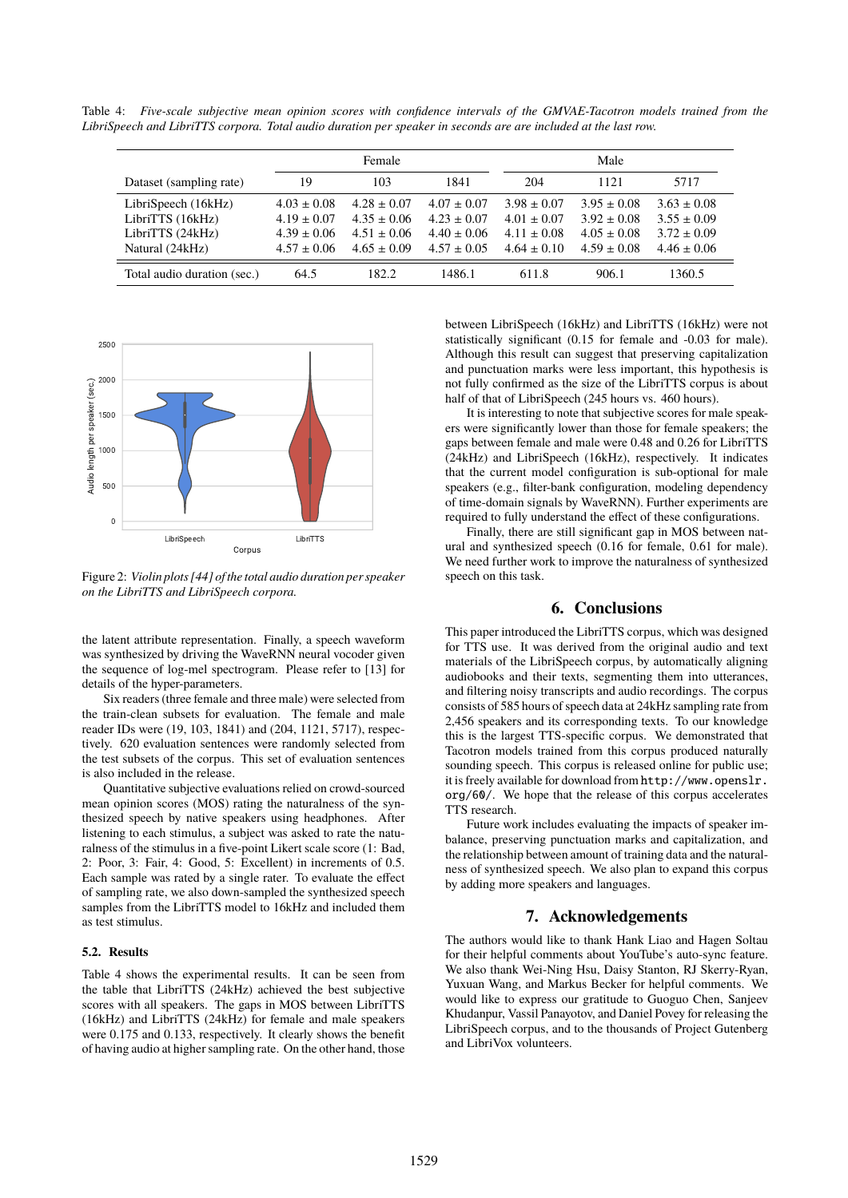Table 4: *Five-scale subjective mean opinion scores with confidence intervals of the GMVAE-Tacotron models trained from the LibriSpeech and LibriTTS corpora. Total audio duration per speaker in seconds are are included at the last row.*

| | Female | | | Male | | |
|---|---|---|---|---|---|---|
| Dataset (sampling rate) | 19 | 103 | 1841 | 204 | 1121 | 5717 |
| LibriSpeech (16kHz) | 4.03 ± 0.08 | 4.28 ± 0.07 | 4.07 ± 0.07 | 3.98 ± 0.07 | 3.95 ± 0.08 | 3.63 ± 0.08 |
| LibriTTS (16kHz) | 4.19 ± 0.07 | 4.35 ± 0.06 | 4.23 ± 0.07 | 4.01 ± 0.07 | 3.92 ± 0.08 | 3.55 ± 0.09 |
| LibriTTS (24kHz) | 4.39 ± 0.06 | 4.51 ± 0.06 | 4.40 ± 0.06 | 4.11 ± 0.08 | 4.05 ± 0.08 | 3.72 ± 0.09 |
| Natural (24kHz) | 4.57 ± 0.06 | 4.65 ± 0.09 | 4.57 ± 0.05 | 4.64 ± 0.10 | 4.59 ± 0.08 | 4.46 ± 0.06 |
| Total audio duration (sec.) | 64.5 | 182.2 | 1486.1 | 611.8 | 906.1 | 1360.5 |

Figure 2: *Violin plots [44] of the total audio duration per speaker on the LibriTTS and LibriSpeech corpora.*

the latent attribute representation. Finally, a speech waveform was synthesized by driving the WaveRNN neural vocoder given the sequence of log-mel spectrogram. Please refer to [13] for details of the hyper-parameters.

Six readers (three female and three male) were selected from the train-clean subsets for evaluation. The female and male reader IDs were (19, 103, 1841) and (204, 1121, 5717), respectively. 620 evaluation sentences were randomly selected from the test subsets of the corpus. This set of evaluation sentences is also included in the release.

Quantitative subjective evaluations relied on crowd-sourced mean opinion scores (MOS) rating the naturalness of the synthesized speech by native speakers using headphones. After listening to each stimulus, a subject was asked to rate the naturalness of the stimulus in a five-point Likert scale score (1: Bad, 2: Poor, 3: Fair, 4: Good, 5: Excellent) in increments of 0.5. Each sample was rated by a single rater. To evaluate the effect of sampling rate, we also down-sampled the synthesized speech samples from the LibriTTS model to 16kHz and included them as test stimulus.

### 5.2. Results

Table 4 shows the experimental results. It can be seen from the table that LibriTTS (24kHz) achieved the best subjective scores with all speakers. The gaps in MOS between LibriTTS (16kHz) and LibriTTS (24kHz) for female and male speakers were 0.175 and 0.133, respectively. It clearly shows the benefit of having audio at higher sampling rate. On the other hand, those between LibriSpeech (16kHz) and LibriTTS (16kHz) were not statistically significant (0.15 for female and -0.03 for male). Although this result can suggest that preserving capitalization and punctuation marks were less important, this hypothesis is not fully confirmed as the size of the LibriTTS corpus is about half of that of LibriSpeech (245 hours vs. 460 hours).

It is interesting to note that subjective scores for male speakers were significantly lower than those for female speakers; the gaps between female and male were 0.48 and 0.26 for LibriTTS (24kHz) and LibriSpeech (16kHz), respectively. It indicates that the current model configuration is sub-optional for male speakers (e.g., filter-bank configuration, modeling dependency of time-domain signals by WaveRNN). Further experiments are required to fully understand the effect of these configurations.

Finally, there are still significant gap in MOS between natural and synthesized speech (0.16 for female, 0.61 for male). We need further work to improve the naturalness of synthesized speech on this task.

## 6. Conclusions

This paper introduced the LibriTTS corpus, which was designed for TTS use. It was derived from the original audio and text materials of the LibriSpeech corpus, by automatically aligning audiobooks and their texts, segmenting them into utterances, and filtering noisy transcripts and audio recordings. The corpus consists of 585 hours of speech data at 24kHz sampling rate from 2,456 speakers and its corresponding texts. To our knowledge this is the largest TTS-specific corpus. We demonstrated that Tacotron models trained from this corpus produced naturally sounding speech. This corpus is released online for public use; it is freely available for download from `http://www.openslr.org/60/`. We hope that the release of this corpus accelerates TTS research.

Future work includes evaluating the impacts of speaker imbalance, preserving punctuation marks and capitalization, and the relationship between amount of training data and the naturalness of synthesized speech. We also plan to expand this corpus by adding more speakers and languages.

## 7. Acknowledgements

The authors would like to thank Hank Liao and Hagen Soltau for their helpful comments about YouTube's auto-sync feature. We also thank Wei-Ning Hsu, Daisy Stanton, RJ Skerry-Ryan, Yuxuan Wang, and Markus Becker for helpful comments. We would like to express our gratitude to Guoguo Chen, Sanjeev Khudanpur, Vassil Panayotov, and Daniel Povey for releasing the LibriSpeech corpus, and to the thousands of Project Gutenberg and LibriVox volunteers.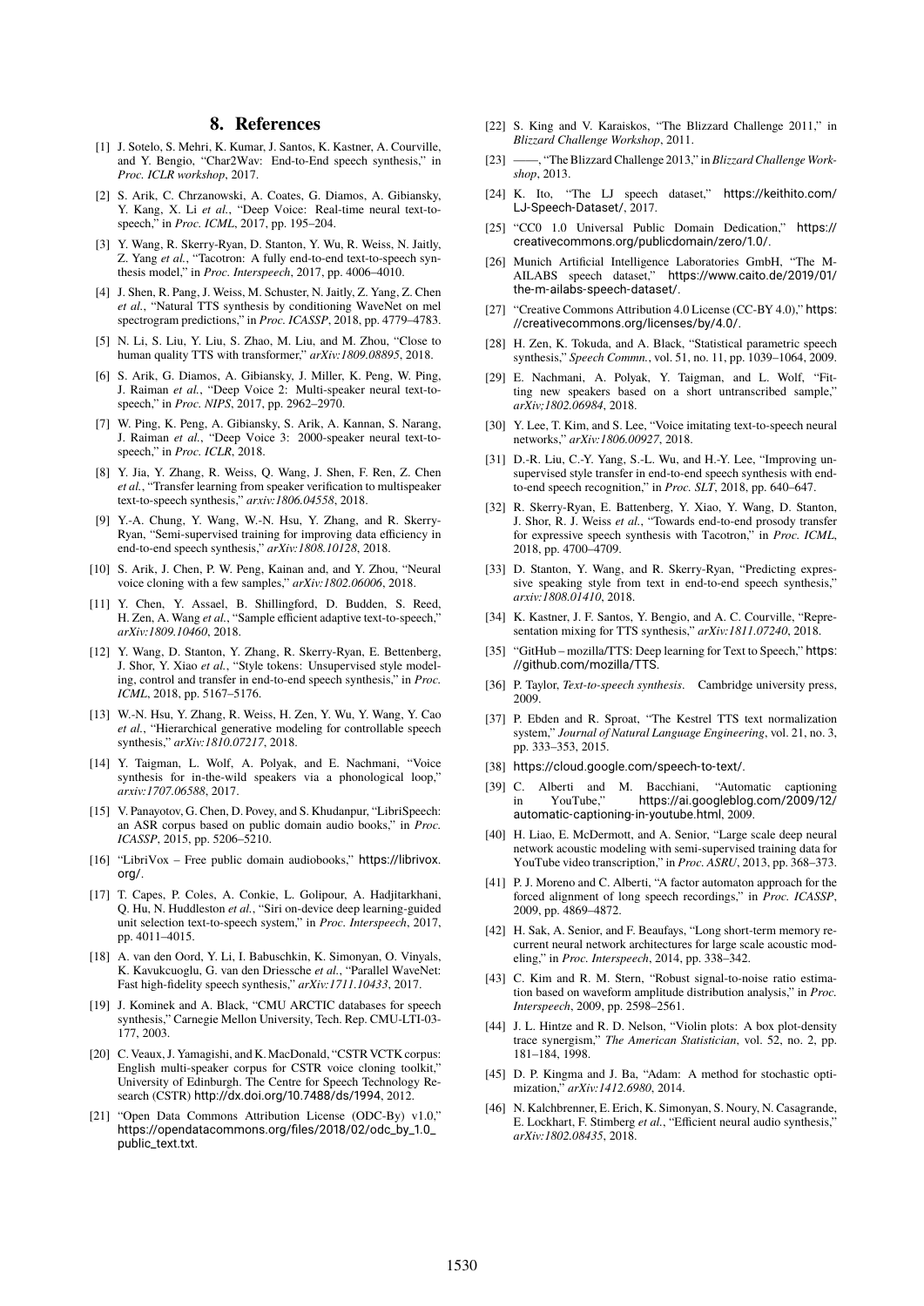## 8. References

[1] J. Sotelo, S. Mehri, K. Kumar, J. Santos, K. Kastner, A. Courville, and Y. Bengio, "Char2Wav: End-to-End speech synthesis," in *Proc. ICLR workshop*, 2017.

[2] S. Arik, C. Chrzanowski, A. Coates, G. Diamos, A. Gibiansky, Y. Kang, X. Li *et al.*, "Deep Voice: Real-time neural text-to-speech," in *Proc. ICML*, 2017, pp. 195–204.

[3] Y. Wang, R. Skerry-Ryan, D. Stanton, Y. Wu, R. Weiss, N. Jaitly, Z. Yang *et al.*, "Tacotron: A fully end-to-end text-to-speech synthesis model," in *Proc. Interspeech*, 2017, pp. 4006–4010.

[4] J. Shen, R. Pang, J. Weiss, M. Schuster, N. Jaitly, Z. Yang, Z. Chen *et al.*, "Natural TTS synthesis by conditioning WaveNet on mel spectrogram predictions," in *Proc. ICASSP*, 2018, pp. 4779–4783.

[5] N. Li, S. Liu, Y. Liu, S. Zhao, M. Liu, and M. Zhou, "Close to human quality TTS with transformer," *arXiv:1809.08895*, 2018.

[6] S. Arik, G. Diamos, A. Gibiansky, J. Miller, K. Peng, W. Ping, J. Raiman *et al.*, "Deep Voice 2: Multi-speaker neural text-to-speech," in *Proc. NIPS*, 2017, pp. 2962–2970.

[7] W. Ping, K. Peng, A. Gibiansky, S. Arik, A. Kannan, S. Narang, J. Raiman *et al.*, "Deep Voice 3: 2000-speaker neural text-to-speech," in *Proc. ICLR*, 2018.

[8] Y. Jia, Y. Zhang, R. Weiss, Q. Wang, J. Shen, F. Ren, Z. Chen *et al.*, "Transfer learning from speaker verification to multispeaker text-to-speech synthesis," *arxiv:1806.04558*, 2018.

[9] Y.-A. Chung, Y. Wang, W.-N. Hsu, Y. Zhang, and R. Skerry-Ryan, "Semi-supervised training for improving data efficiency in end-to-end speech synthesis," *arXiv:1808.10128*, 2018.

[10] S. Arik, J. Chen, P. W. Peng, Kainan and, and Y. Zhou, "Neural voice cloning with a few samples," *arXiv:1802.06006*, 2018.

[11] Y. Chen, Y. Assael, B. Shillingford, D. Budden, S. Reed, H. Zen, A. Wang *et al.*, "Sample efficient adaptive text-to-speech," *arXiv:1809.10460*, 2018.

[12] Y. Wang, D. Stanton, Y. Zhang, R. Skerry-Ryan, E. Battenberg, J. Shor, Y. Xiao *et al.*, "Style tokens: Unsupervised style modeling, control and transfer in end-to-end speech synthesis," in *Proc. ICML*, 2018, pp. 5167–5176.

[13] W.-N. Hsu, Y. Zhang, R. Weiss, H. Zen, Y. Wu, Y. Wang, Y. Cao *et al.*, "Hierarchical generative modeling for controllable speech synthesis," *arXiv:1810.07217*, 2018.

[14] Y. Taigman, L. Wolf, A. Polyak, and E. Nachmani, "Voice synthesis for in-the-wild speakers via a phonological loop," *arxiv:1707.06588*, 2017.

[15] V. Panayotov, G. Chen, D. Povey, and S. Khudanpur, "LibriSpeech: an ASR corpus based on public domain audio books," in *Proc. ICASSP*, 2015, pp. 5206–5210.

[16] "LibriVox – Free public domain audiobooks," https://librivox.org/.

[17] T. Capes, P. Coles, A. Conkie, L. Golipour, A. Hadjitarkhani, Q. Hu, N. Huddleston *et al.*, "Siri on-device deep learning-guided unit selection text-to-speech system," in *Proc. Interspeech*, 2017, pp. 4011–4015.

[18] A. van den Oord, Y. Li, I. Babuschkin, K. Simonyan, O. Vinyals, K. Kavukcuoglu, G. van den Driessche *et al.*, "Parallel WaveNet: Fast high-fidelity speech synthesis," *arXiv:1711.10433*, 2017.

[19] J. Kominek and A. Black, "CMU ARCTIC databases for speech synthesis," Carnegie Mellon University, Tech. Rep. CMU-LTI-03-177, 2003.

[20] C. Veaux, J. Yamagishi, and K. MacDonald, "CSTR VCTK corpus: English multi-speaker corpus for CSTR voice cloning toolkit," University of Edinburgh. The Centre for Speech Technology Research (CSTR) http://dx.doi.org/10.7488/ds/1994, 2012.

[21] "Open Data Commons Attribution License (ODC-By) v1.0," https://opendatacommons.org/files/2018/02/odc_by_1.0_public_text.txt.

[22] S. King and V. Karaiskos, "The Blizzard Challenge 2011," in *Blizzard Challenge Workshop*, 2011.

[23] ——, "The Blizzard Challenge 2013," in *Blizzard Challenge Workshop*, 2013.

[24] K. Ito, "The LJ speech dataset," https://keithito.com/LJ-Speech-Dataset/, 2017.

[25] "CC0 1.0 Universal Public Domain Dedication," https://creativecommons.org/publicdomain/zero/1.0/.

[26] Munich Artificial Intelligence Laboratories GmbH, "The M-AILABS speech dataset," https://www.caito.de/2019/01/the-m-ailabs-speech-dataset/.

[27] "Creative Commons Attribution 4.0 License (CC-BY 4.0)," https://creativecommons.org/licenses/by/4.0/.

[28] H. Zen, K. Tokuda, and A. Black, "Statistical parametric speech synthesis," *Speech Commn.*, vol. 51, no. 11, pp. 1039–1064, 2009.

[29] E. Nachmani, A. Polyak, Y. Taigman, and L. Wolf, "Fitting new speakers based on a short untranscribed sample," *arXiv;1802.06984*, 2018.

[30] Y. Lee, T. Kim, and S. Lee, "Voice imitating text-to-speech neural networks," *arXiv:1806.00927*, 2018.

[31] D.-R. Liu, C.-Y. Yang, S.-L. Wu, and H.-Y. Lee, "Improving unsupervised style transfer in end-to-end speech synthesis with end-to-end speech recognition," in *Proc. SLT*, 2018, pp. 640–647.

[32] R. Skerry-Ryan, E. Battenberg, Y. Xiao, Y. Wang, D. Stanton, J. Shor, R. J. Weiss *et al.*, "Towards end-to-end prosody transfer for expressive speech synthesis with Tacotron," in *Proc. ICML*, 2018, pp. 4700–4709.

[33] D. Stanton, Y. Wang, and R. Skerry-Ryan, "Predicting expressive speaking style from text in end-to-end speech synthesis," *arxiv:1808.01410*, 2018.

[34] K. Kastner, J. F. Santos, Y. Bengio, and A. C. Courville, "Representation mixing for TTS synthesis," *arXiv:1811.07240*, 2018.

[35] "GitHub – mozilla/TTS: Deep learning for Text to Speech," https://github.com/mozilla/TTS.

[36] P. Taylor, *Text-to-speech synthesis*. Cambridge university press, 2009.

[37] P. Ebden and R. Sproat, "The Kestrel TTS text normalization system," *Journal of Natural Language Engineering*, vol. 21, no. 3, pp. 333–353, 2015.

[38] https://cloud.google.com/speech-to-text/.

[39] C. Alberti and M. Bacchiani, "Automatic captioning in YouTube," https://ai.googleblog.com/2009/12/automatic-captioning-in-youtube.html, 2009.

[40] H. Liao, E. McDermott, and A. Senior, "Large scale deep neural network acoustic modeling with semi-supervised training data for YouTube video transcription," in *Proc. ASRU*, 2013, pp. 368–373.

[41] P. J. Moreno and C. Alberti, "A factor automaton approach for the forced alignment of long speech recordings," in *Proc. ICASSP*, 2009, pp. 4869–4872.

[42] H. Sak, A. Senior, and F. Beaufays, "Long short-term memory recurrent neural network architectures for large scale acoustic modeling," in *Proc. Interspeech*, 2014, pp. 338–342.

[43] C. Kim and R. M. Stern, "Robust signal-to-noise ratio estimation based on waveform amplitude distribution analysis," in *Proc. Interspeech*, 2009, pp. 2598–2561.

[44] J. L. Hintze and R. D. Nelson, "Violin plots: A box plot-density trace synergism," *The American Statistician*, vol. 52, no. 2, pp. 181–184, 1998.

[45] D. P. Kingma and J. Ba, "Adam: A method for stochastic optimization," *arXiv:1412.6980*, 2014.

[46] N. Kalchbrenner, E. Erich, K. Simonyan, S. Noury, N. Casagrande, E. Lockhart, F. Stimberg *et al.*, "Efficient neural audio synthesis," *arXiv:1802.08435*, 2018.